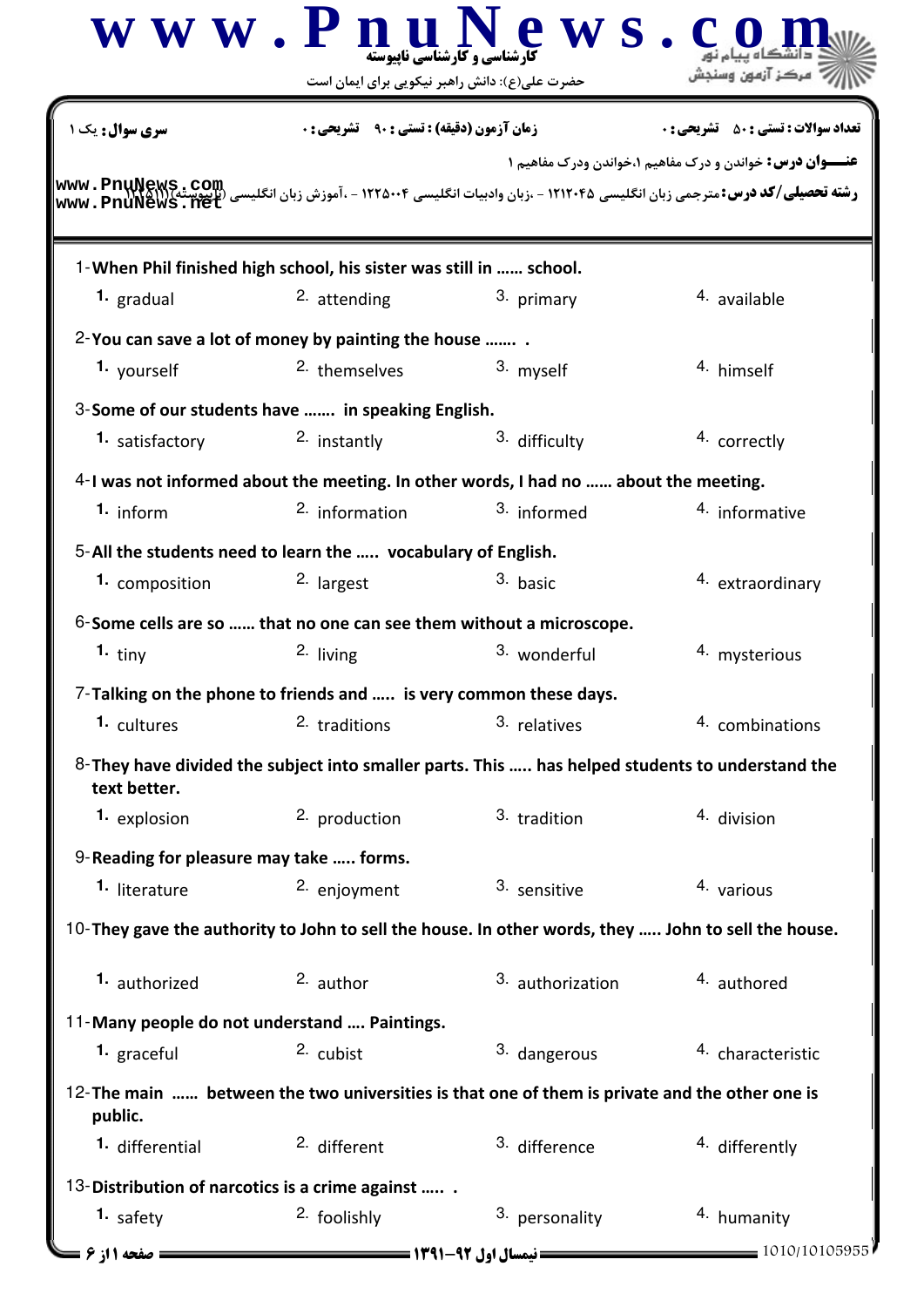حضرت علی(ع): دانش راهبر نیکویی برای ایمان است

کارشناسی و کارشناسی ناپیوسته

**سری سوال:** یک ۱

**زمان آزمون (دقیقه) : تستی :** ۹۰ **تشریحی :** ۰

**تعداد سوالات : تستی :** ۵۰ **تشریحی :** ۰

**عنـــوان درس:** خواندن و درک مفاهیم ۱،خواندن ودرک مفاهیم ۱

**رشته تحصیلی/کد درس:** مترجمی زبان انگلیسی ۱۲۱۲۰۴۵ - ،زبان وادبیات انگلیسی ۱۲۲۵۰۰۴ - ،آموزش زبان انگلیسی (ناپیوسته)۱۲۱۵۱۱۱

1-**When Phil finished high school, his sister was still in …… school.**

1. gradual
2. attending
3. primary
4. available

2-**You can save a lot of money by painting the house ……. .**

1. yourself
2. themselves
3. myself
4. himself

3-**Some of our students have ……. in speaking English.**

1. satisfactory
2. instantly
3. difficulty
4. correctly

4-**I was not informed about the meeting. In other words, I had no …… about the meeting.**

1. inform
2. information
3. informed
4. informative

5-**All the students need to learn the ….. vocabulary of English.**

1. composition
2. largest
3. basic
4. extraordinary

6-**Some cells are so …… that no one can see them without a microscope.**

1. tiny
2. living
3. wonderful
4. mysterious

7-**Talking on the phone to friends and ….. is very common these days.**

1. cultures
2. traditions
3. relatives
4. combinations

8-**They have divided the subject into smaller parts. This ….. has helped students to understand the text better.**

1. explosion
2. production
3. tradition
4. division

9-**Reading for pleasure may take ….. forms.**

1. literature
2. enjoyment
3. sensitive
4. various

10-**They gave the authority to John to sell the house. In other words, they ….. John to sell the house.**

1. authorized
2. author
3. authorization
4. authored

11-**Many people do not understand …. Paintings.**

1. graceful
2. cubist
3. dangerous
4. characteristic

12-**The main …… between the two universities is that one of them is private and the other one is public.**

1. differential
2. different
3. difference
4. differently

13-**Distribution of narcotics is a crime against ….. .**

1. safety
2. foolishly
3. personality
4. humanity

نیمسال اول ۹۲-۱۳۹۱

1010/10105955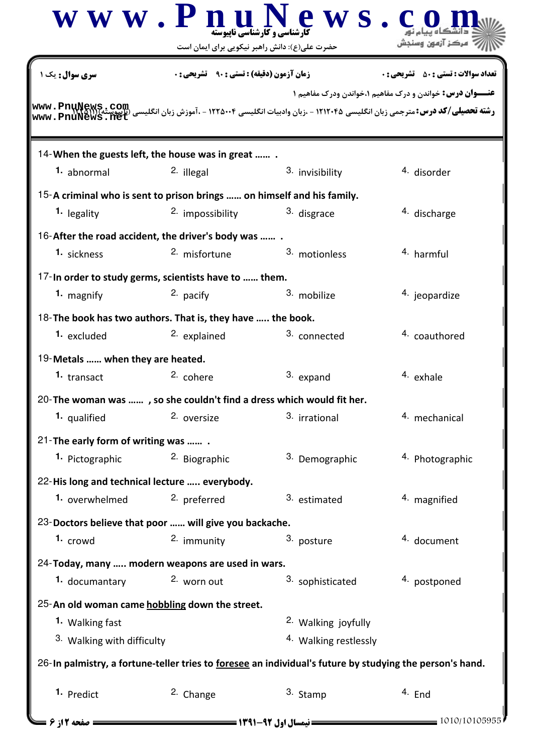**سری سوال:** یک ۱

**زمان آزمون (دقیقه) : تستی : ۹۰ تشریحی : ۰**

**تعداد سوالات : تستی : ۵۰ تشریحی : ۰**

**عنـــوان درس:** خواندن و درک مفاهیم ۱،خواندن ودرک مفاهیم ۱

**رشته تحصیلی/کد درس:** مترجمی زبان انگلیسی ۱۲۱۲۰۴۵ - ،زبان وادبیات انگلیسی ۱۲۲۵۰۰۴ - ،آموزش زبان انگلیسی (ناپیوسته)۱۲۲۵۱۱۱

14-When the guests left, the house was in great …… .

1. abnormal
2. illegal
3. invisibility
4. disorder

15-A criminal who is sent to prison brings …… on himself and his family.

1. legality
2. impossibility
3. disgrace
4. discharge

16-After the road accident, the driver's body was …… .

1. sickness
2. misfortune
3. motionless
4. harmful

17-In order to study germs, scientists have to …… them.

1. magnify
2. pacify
3. mobilize
4. jeopardize

18-The book has two authors. That is, they have ….. the book.

1. excluded
2. explained
3. connected
4. coauthored

19-Metals …… when they are heated.

1. transact
2. cohere
3. expand
4. exhale

20-The woman was …… , so she couldn't find a dress which would fit her.

1. qualified
2. oversize
3. irrational
4. mechanical

21-The early form of writing was …… .

1. Pictographic
2. Biographic
3. Demographic
4. Photographic

22-His long and technical lecture ….. everybody.

1. overwhelmed
2. preferred
3. estimated
4. magnified

23-Doctors believe that poor …… will give you backache.

1. crowd
2. immunity
3. posture
4. document

24-Today, many ….. modern weapons are used in wars.

1. documantary
2. worn out
3. sophisticated
4. postponed

25-An old woman came hobbling down the street.

1. Walking fast
2. Walking joyfully
3. Walking with difficulty
4. Walking restlessly

26-In palmistry, a fortune-teller tries to foresee an individual's future by studying the person's hand.

1. Predict
2. Change
3. Stamp
4. End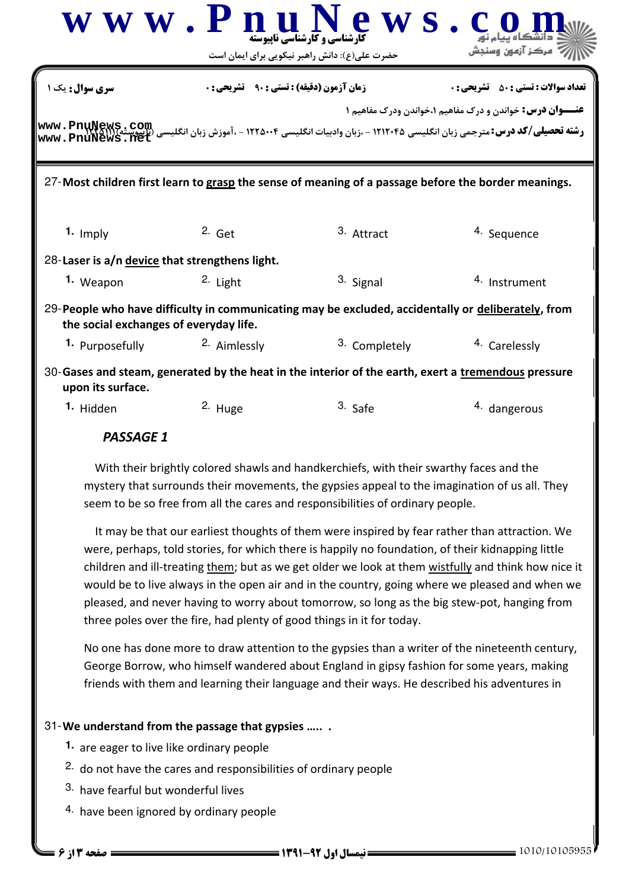سری سوال: یک ۱ | زمان آزمون (دقیقه) : تستی : ۹۰ تشریحی : ۰ | تعداد سوالات : تستی : ۵۰ تشریحی : ۰

**عنـــوان درس:** خواندن و درک مفاهیم ۱،خواندن ودرک مفاهیم ۱

**رشته تحصیلی/کد درس:** مترجمی زبان انگلیسی ۱۲۱۲۰۴۵ - ،زبان وادبیات انگلیسی ۱۲۲۵۰۰۴ - ،آموزش زبان انگلیسی (ناپیوسته)۱۲۲۵۱۱۱

27- **Most children first learn to <u>grasp</u> the sense of meaning of a passage before the border meanings.**

1. Imply
2. Get
3. Attract
4. Sequence

28- **Laser is a/n <u>device</u> that strengthens light.**

1. Weapon
2. Light
3. Signal
4. Instrument

29- **People who have difficulty in communicating may be excluded, accidentally or <u>deliberately</u>, from the social exchanges of everyday life.**

1. Purposefully
2. Aimlessly
3. Completely
4. Carelessly

30- **Gases and steam, generated by the heat in the interior of the earth, exert a <u>tremendous</u> pressure upon its surface.**

1. Hidden
2. Huge
3. Safe
4. dangerous

***PASSAGE 1***

With their brightly colored shawls and handkerchiefs, with their swarthy faces and the mystery that surrounds their movements, the gypsies appeal to the imagination of us all. They seem to be so free from all the cares and responsibilities of ordinary people.

It may be that our earliest thoughts of them were inspired by fear rather than attraction. We were, perhaps, told stories, for which there is happily no foundation, of their kidnapping little children and ill-treating <u>them</u>; but as we get older we look at them <u>wistfully</u> and think how nice it would be to live always in the open air and in the country, going where we pleased and when we pleased, and never having to worry about tomorrow, so long as the big stew-pot, hanging from three poles over the fire, had plenty of good things in it for today.

No one has done more to draw attention to the gypsies than a writer of the nineteenth century, George Borrow, who himself wandered about England in gipsy fashion for some years, making friends with them and learning their language and their ways. He described his adventures in

31- **We understand from the passage that gypsies ..... .**

1. are eager to live like ordinary people
2. do not have the cares and responsibilities of ordinary people
3. have fearful but wonderful lives
4. have been ignored by ordinary people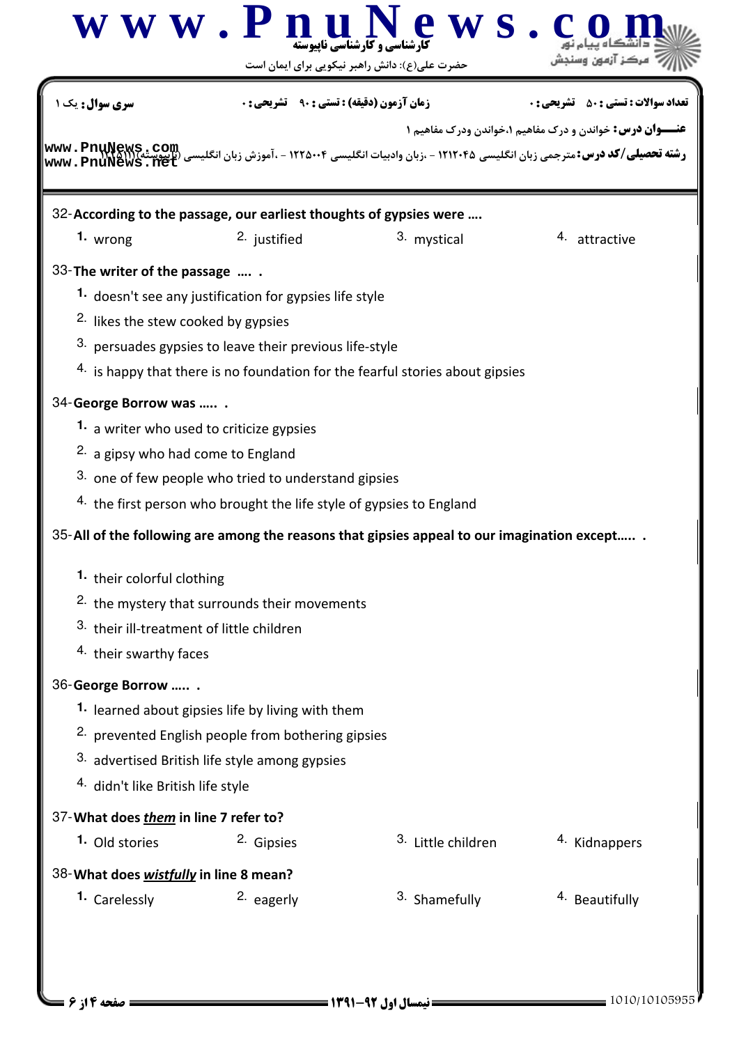سری سوال: یک ۱ | زمان آزمون (دقیقه) : تستی : ۹۰ تشریحی : ۰ | تعداد سوالات : تستی : ۵۰ تشریحی : ۰

**عنـــوان درس:** خواندن و درک مفاهیم ۱،خواندن ودرک مفاهیم ۱

**رشته تحصیلی/کد درس:** مترجمی زبان انگلیسی ۱۲۱۲۰۴۵ - ،زبان وادبیات انگلیسی ۱۲۲۵۰۰۴ - ،آموزش زبان انگلیسی (ناپیوسته)۱۲۲۵۱۱۱

32- **According to the passage, our earliest thoughts of gypsies were ....**

1. wrong
2. justified
3. mystical
4. attractive

33- **The writer of the passage .... .**

1. doesn't see any justification for gypsies life style
2. likes the stew cooked by gypsies
3. persuades gypsies to leave their previous life-style
4. is happy that there is no foundation for the fearful stories about gipsies

34- **George Borrow was ..... .**

1. a writer who used to criticize gypsies
2. a gipsy who had come to England
3. one of few people who tried to understand gipsies
4. the first person who brought the life style of gypsies to England

35- **All of the following are among the reasons that gipsies appeal to our imagination except..... .**

1. their colorful clothing
2. the mystery that surrounds their movements
3. their ill-treatment of little children
4. their swarthy faces

36- **George Borrow ..... .**

1. learned about gipsies life by living with them
2. prevented English people from bothering gipsies
3. advertised British life style among gypsies
4. didn't like British life style

37- **What does *them* in line 7 refer to?**

1. Old stories
2. Gipsies
3. Little children
4. Kidnappers

38- **What does *wistfully* in line 8 mean?**

1. Carelessly
2. eagerly
3. Shamefully
4. Beautifully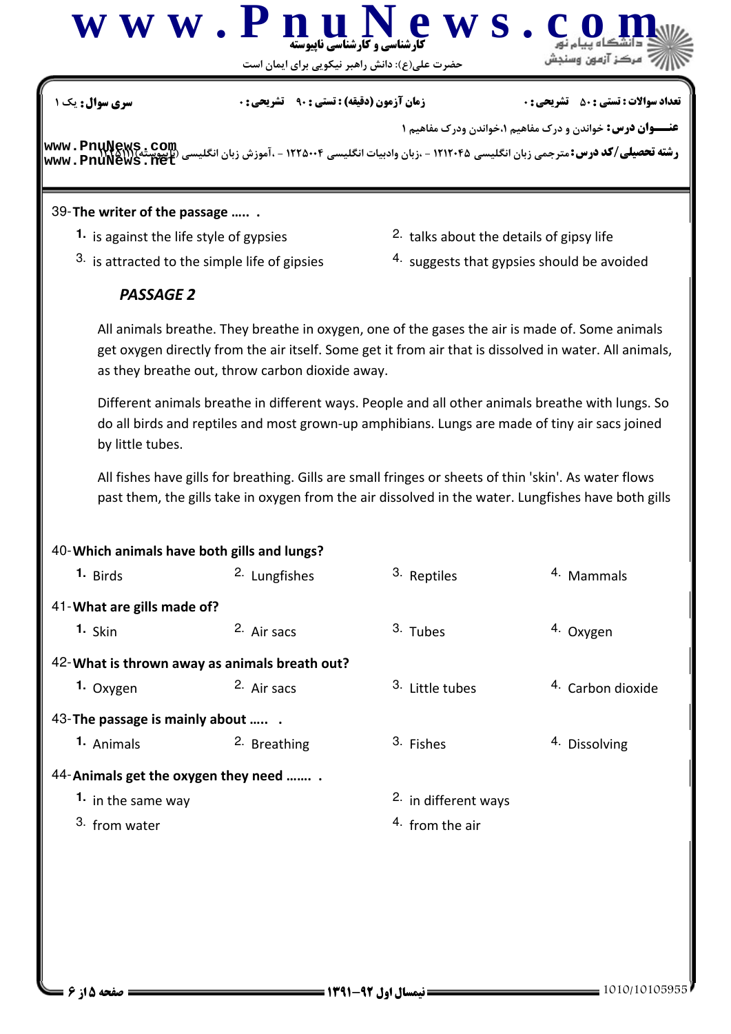39-**The writer of the passage ..... .**

1. is against the life style of gypsies
2. talks about the details of gipsy life
3. is attracted to the simple life of gipsies
4. suggests that gypsies should be avoided

***PASSAGE 2***

All animals breathe. They breathe in oxygen, one of the gases the air is made of. Some animals get oxygen directly from the air itself. Some get it from air that is dissolved in water. All animals, as they breathe out, throw carbon dioxide away.

Different animals breathe in different ways. People and all other animals breathe with lungs. So do all birds and reptiles and most grown-up amphibians. Lungs are made of tiny air sacs joined by little tubes.

All fishes have gills for breathing. Gills are small fringes or sheets of thin 'skin'. As water flows past them, the gills take in oxygen from the air dissolved in the water. Lungfishes have both gills

40-**Which animals have both gills and lungs?**

1. Birds
2. Lungfishes
3. Reptiles
4. Mammals

41-**What are gills made of?**

1. Skin
2. Air sacs
3. Tubes
4. Oxygen

42-**What is thrown away as animals breath out?**

1. Oxygen
2. Air sacs
3. Little tubes
4. Carbon dioxide

43-**The passage is mainly about ..... .**

1. Animals
2. Breathing
3. Fishes
4. Dissolving

44-**Animals get the oxygen they need ....... .**

1. in the same way
2. in different ways
3. from water
4. from the air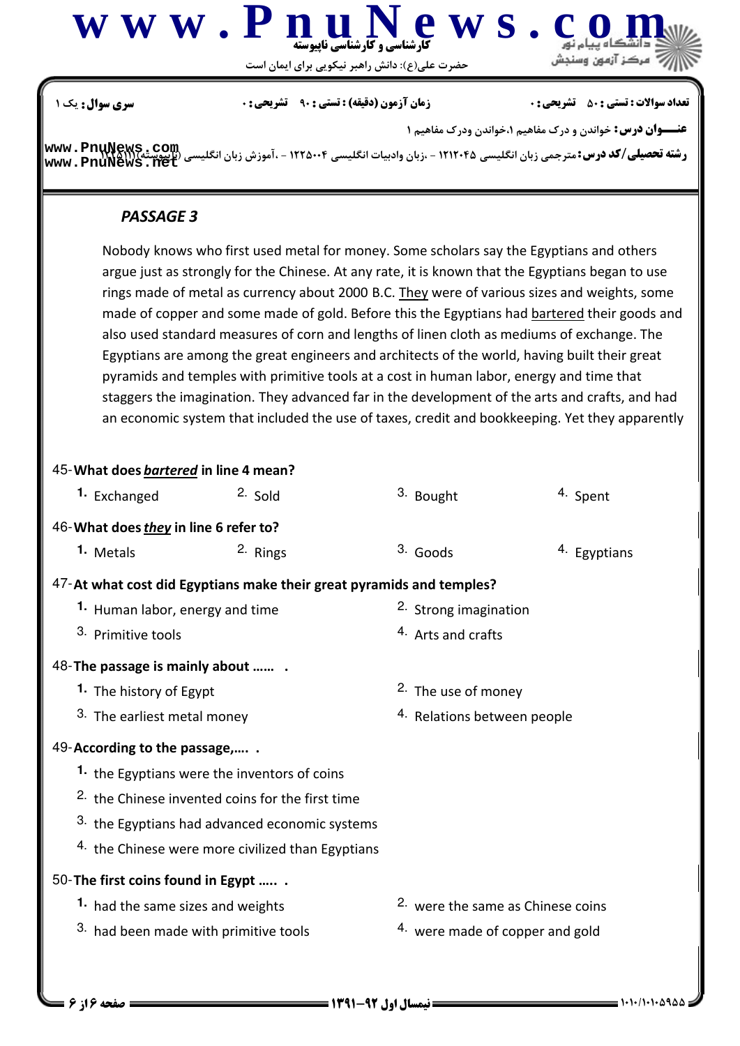**سری سوال:** یک ۱

**زمان آزمون (دقیقه) : تستی : ۹۰ تشریحی : ۰**

**تعداد سوالات : تستی : ۵۰ تشریحی : ۰**

**عنـــوان درس:** خواندن و درک مفاهیم ۱،خواندن ودرک مفاهیم ۱

**رشته تحصیلی/کد درس:** مترجمی زبان انگلیسی ۱۲۱۲۰۴۵ - ،زبان وادبیات انگلیسی ۱۲۲۵۰۰۴ - ،آموزش زبان انگلیسی (ناپیوسته)۱۲۲۵۱۱۱

### PASSAGE 3

Nobody knows who first used metal for money. Some scholars say the Egyptians and others argue just as strongly for the Chinese. At any rate, it is known that the Egyptians began to use rings made of metal as currency about 2000 B.C. They were of various sizes and weights, some made of copper and some made of gold. Before this the Egyptians had bartered their goods and also used standard measures of corn and lengths of linen cloth as mediums of exchange. The Egyptians are among the great engineers and architects of the world, having built their great pyramids and temples with primitive tools at a cost in human labor, energy and time that staggers the imagination. They advanced far in the development of the arts and crafts, and had an economic system that included the use of taxes, credit and bookkeeping. Yet they apparently

45- **What does *bartered* in line 4 mean?**

1. Exchanged
2. Sold
3. Bought
4. Spent

46- **What does *they* in line 6 refer to?**

1. Metals
2. Rings
3. Goods
4. Egyptians

47- **At what cost did Egyptians make their great pyramids and temples?**

1. Human labor, energy and time
2. Strong imagination
3. Primitive tools
4. Arts and crafts

48- **The passage is mainly about …… .**

1. The history of Egypt
2. The use of money
3. The earliest metal money
4. Relations between people

49- **According to the passage,…. .**

1. the Egyptians were the inventors of coins
2. the Chinese invented coins for the first time
3. the Egyptians had advanced economic systems
4. the Chinese were more civilized than Egyptians

50- **The first coins found in Egypt ….. .**

1. had the same sizes and weights
2. were the same as Chinese coins
3. had been made with primitive tools
4. were made of copper and gold